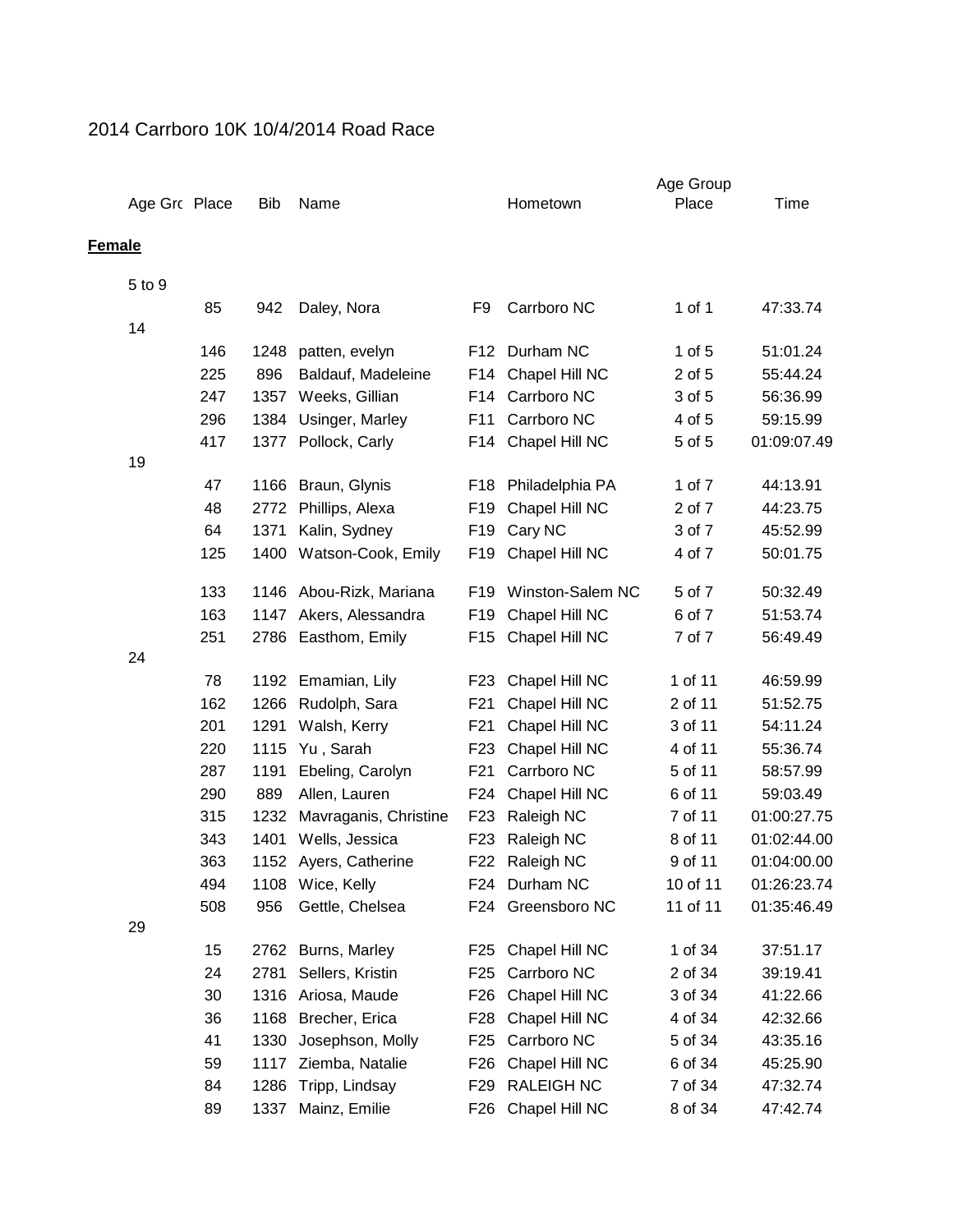# 2014 Carrboro 10K 10/4/2014 Road Race

| Age Grc | Place | Bib | Name | | Hometown | Age Group Place | Time |
|---|---|---|---|---|---|---|---|
| **Female** | | | | | | | |
| 5 to 9 | | | | | | | |
| | 85 | 942 | Daley, Nora | F9 | Carrboro NC | 1 of 1 | 47:33.74 |
| 14 | | | | | | | |
| | 146 | 1248 | patten, evelyn | F12 | Durham NC | 1 of 5 | 51:01.24 |
| | 225 | 896 | Baldauf, Madeleine | F14 | Chapel Hill NC | 2 of 5 | 55:44.24 |
| | 247 | 1357 | Weeks, Gillian | F14 | Carrboro NC | 3 of 5 | 56:36.99 |
| | 296 | 1384 | Usinger, Marley | F11 | Carrboro NC | 4 of 5 | 59:15.99 |
| | 417 | 1377 | Pollock, Carly | F14 | Chapel Hill NC | 5 of 5 | 01:09:07.49 |
| 19 | | | | | | | |
| | 47 | 1166 | Braun, Glynis | F18 | Philadelphia PA | 1 of 7 | 44:13.91 |
| | 48 | 2772 | Phillips, Alexa | F19 | Chapel Hill NC | 2 of 7 | 44:23.75 |
| | 64 | 1371 | Kalin, Sydney | F19 | Cary NC | 3 of 7 | 45:52.99 |
| | 125 | 1400 | Watson-Cook, Emily | F19 | Chapel Hill NC | 4 of 7 | 50:01.75 |
| | 133 | 1146 | Abou-Rizk, Mariana | F19 | Winston-Salem NC | 5 of 7 | 50:32.49 |
| | 163 | 1147 | Akers, Alessandra | F19 | Chapel Hill NC | 6 of 7 | 51:53.74 |
| | 251 | 2786 | Easthom, Emily | F15 | Chapel Hill NC | 7 of 7 | 56:49.49 |
| 24 | | | | | | | |
| | 78 | 1192 | Emamian, Lily | F23 | Chapel Hill NC | 1 of 11 | 46:59.99 |
| | 162 | 1266 | Rudolph, Sara | F21 | Chapel Hill NC | 2 of 11 | 51:52.75 |
| | 201 | 1291 | Walsh, Kerry | F21 | Chapel Hill NC | 3 of 11 | 54:11.24 |
| | 220 | 1115 | Yu , Sarah | F23 | Chapel Hill NC | 4 of 11 | 55:36.74 |
| | 287 | 1191 | Ebeling, Carolyn | F21 | Carrboro NC | 5 of 11 | 58:57.99 |
| | 290 | 889 | Allen, Lauren | F24 | Chapel Hill NC | 6 of 11 | 59:03.49 |
| | 315 | 1232 | Mavraganis, Christine | F23 | Raleigh NC | 7 of 11 | 01:00:27.75 |
| | 343 | 1401 | Wells, Jessica | F23 | Raleigh NC | 8 of 11 | 01:02:44.00 |
| | 363 | 1152 | Ayers, Catherine | F22 | Raleigh NC | 9 of 11 | 01:04:00.00 |
| | 494 | 1108 | Wice, Kelly | F24 | Durham NC | 10 of 11 | 01:26:23.74 |
| | 508 | 956 | Gettle, Chelsea | F24 | Greensboro NC | 11 of 11 | 01:35:46.49 |
| 29 | | | | | | | |
| | 15 | 2762 | Burns, Marley | F25 | Chapel Hill NC | 1 of 34 | 37:51.17 |
| | 24 | 2781 | Sellers, Kristin | F25 | Carrboro NC | 2 of 34 | 39:19.41 |
| | 30 | 1316 | Ariosa, Maude | F26 | Chapel Hill NC | 3 of 34 | 41:22.66 |
| | 36 | 1168 | Brecher, Erica | F28 | Chapel Hill NC | 4 of 34 | 42:32.66 |
| | 41 | 1330 | Josephson, Molly | F25 | Carrboro NC | 5 of 34 | 43:35.16 |
| | 59 | 1117 | Ziemba, Natalie | F26 | Chapel Hill NC | 6 of 34 | 45:25.90 |
| | 84 | 1286 | Tripp, Lindsay | F29 | RALEIGH NC | 7 of 34 | 47:32.74 |
| | 89 | 1337 | Mainz, Emilie | F26 | Chapel Hill NC | 8 of 34 | 47:42.74 |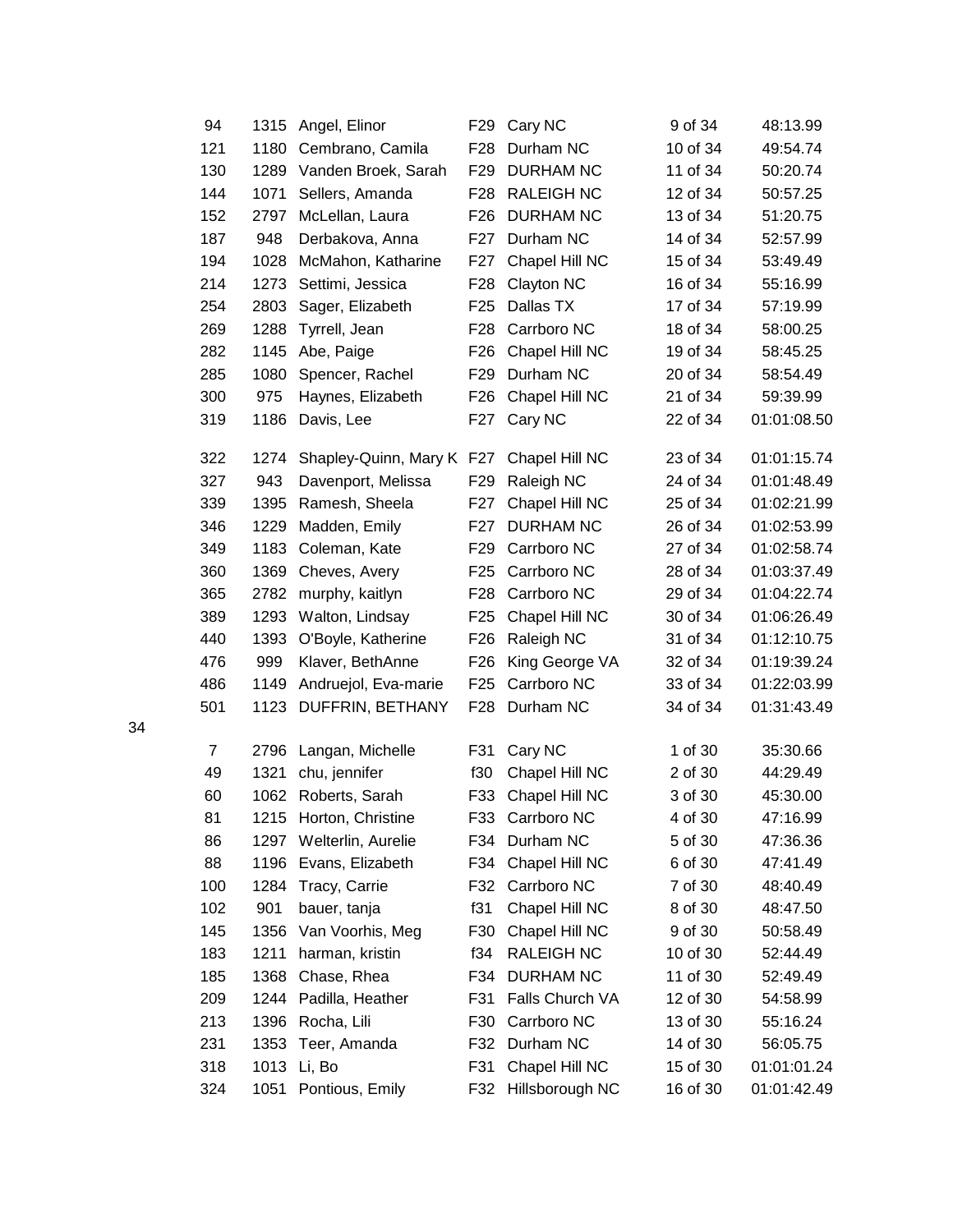| | | | | | | |
|---|---|---|---|---|---|---|
| 94 | 1315 | Angel, Elinor | F29 | Cary NC | 9 of 34 | 48:13.99 |
| 121 | 1180 | Cembrano, Camila | F28 | Durham NC | 10 of 34 | 49:54.74 |
| 130 | 1289 | Vanden Broek, Sarah | F29 | DURHAM NC | 11 of 34 | 50:20.74 |
| 144 | 1071 | Sellers, Amanda | F28 | RALEIGH NC | 12 of 34 | 50:57.25 |
| 152 | 2797 | McLellan, Laura | F26 | DURHAM NC | 13 of 34 | 51:20.75 |
| 187 | 948 | Derbakova, Anna | F27 | Durham NC | 14 of 34 | 52:57.99 |
| 194 | 1028 | McMahon, Katharine | F27 | Chapel Hill NC | 15 of 34 | 53:49.49 |
| 214 | 1273 | Settimi, Jessica | F28 | Clayton NC | 16 of 34 | 55:16.99 |
| 254 | 2803 | Sager, Elizabeth | F25 | Dallas TX | 17 of 34 | 57:19.99 |
| 269 | 1288 | Tyrrell, Jean | F28 | Carrboro NC | 18 of 34 | 58:00.25 |
| 282 | 1145 | Abe, Paige | F26 | Chapel Hill NC | 19 of 34 | 58:45.25 |
| 285 | 1080 | Spencer, Rachel | F29 | Durham NC | 20 of 34 | 58:54.49 |
| 300 | 975 | Haynes, Elizabeth | F26 | Chapel Hill NC | 21 of 34 | 59:39.99 |
| 319 | 1186 | Davis, Lee | F27 | Cary NC | 22 of 34 | 01:01:08.50 |
| 322 | 1274 | Shapley-Quinn, Mary K | F27 | Chapel Hill NC | 23 of 34 | 01:01:15.74 |
| 327 | 943 | Davenport, Melissa | F29 | Raleigh NC | 24 of 34 | 01:01:48.49 |
| 339 | 1395 | Ramesh, Sheela | F27 | Chapel Hill NC | 25 of 34 | 01:02:21.99 |
| 346 | 1229 | Madden, Emily | F27 | DURHAM NC | 26 of 34 | 01:02:53.99 |
| 349 | 1183 | Coleman, Kate | F29 | Carrboro NC | 27 of 34 | 01:02:58.74 |
| 360 | 1369 | Cheves, Avery | F25 | Carrboro NC | 28 of 34 | 01:03:37.49 |
| 365 | 2782 | murphy, kaitlyn | F28 | Carrboro NC | 29 of 34 | 01:04:22.74 |
| 389 | 1293 | Walton, Lindsay | F25 | Chapel Hill NC | 30 of 34 | 01:06:26.49 |
| 440 | 1393 | O'Boyle, Katherine | F26 | Raleigh NC | 31 of 34 | 01:12:10.75 |
| 476 | 999 | Klaver, BethAnne | F26 | King George VA | 32 of 34 | 01:19:39.24 |
| 486 | 1149 | Andruejol, Eva-marie | F25 | Carrboro NC | 33 of 34 | 01:22:03.99 |
| 501 | 1123 | DUFFRIN, BETHANY | F28 | Durham NC | 34 of 34 | 01:31:43.49 |

34

| | | | | | | |
|---|---|---|---|---|---|---|
| 7 | 2796 | Langan, Michelle | F31 | Cary NC | 1 of 30 | 35:30.66 |
| 49 | 1321 | chu, jennifer | f30 | Chapel Hill NC | 2 of 30 | 44:29.49 |
| 60 | 1062 | Roberts, Sarah | F33 | Chapel Hill NC | 3 of 30 | 45:30.00 |
| 81 | 1215 | Horton, Christine | F33 | Carrboro NC | 4 of 30 | 47:16.99 |
| 86 | 1297 | Welterlin, Aurelie | F34 | Durham NC | 5 of 30 | 47:36.36 |
| 88 | 1196 | Evans, Elizabeth | F34 | Chapel Hill NC | 6 of 30 | 47:41.49 |
| 100 | 1284 | Tracy, Carrie | F32 | Carrboro NC | 7 of 30 | 48:40.49 |
| 102 | 901 | bauer, tanja | f31 | Chapel Hill NC | 8 of 30 | 48:47.50 |
| 145 | 1356 | Van Voorhis, Meg | F30 | Chapel Hill NC | 9 of 30 | 50:58.49 |
| 183 | 1211 | harman, kristin | f34 | RALEIGH NC | 10 of 30 | 52:44.49 |
| 185 | 1368 | Chase, Rhea | F34 | DURHAM NC | 11 of 30 | 52:49.49 |
| 209 | 1244 | Padilla, Heather | F31 | Falls Church VA | 12 of 30 | 54:58.99 |
| 213 | 1396 | Rocha, Lili | F30 | Carrboro NC | 13 of 30 | 55:16.24 |
| 231 | 1353 | Teer, Amanda | F32 | Durham NC | 14 of 30 | 56:05.75 |
| 318 | 1013 | Li, Bo | F31 | Chapel Hill NC | 15 of 30 | 01:01:01.24 |
| 324 | 1051 | Pontious, Emily | F32 | Hillsborough NC | 16 of 30 | 01:01:42.49 |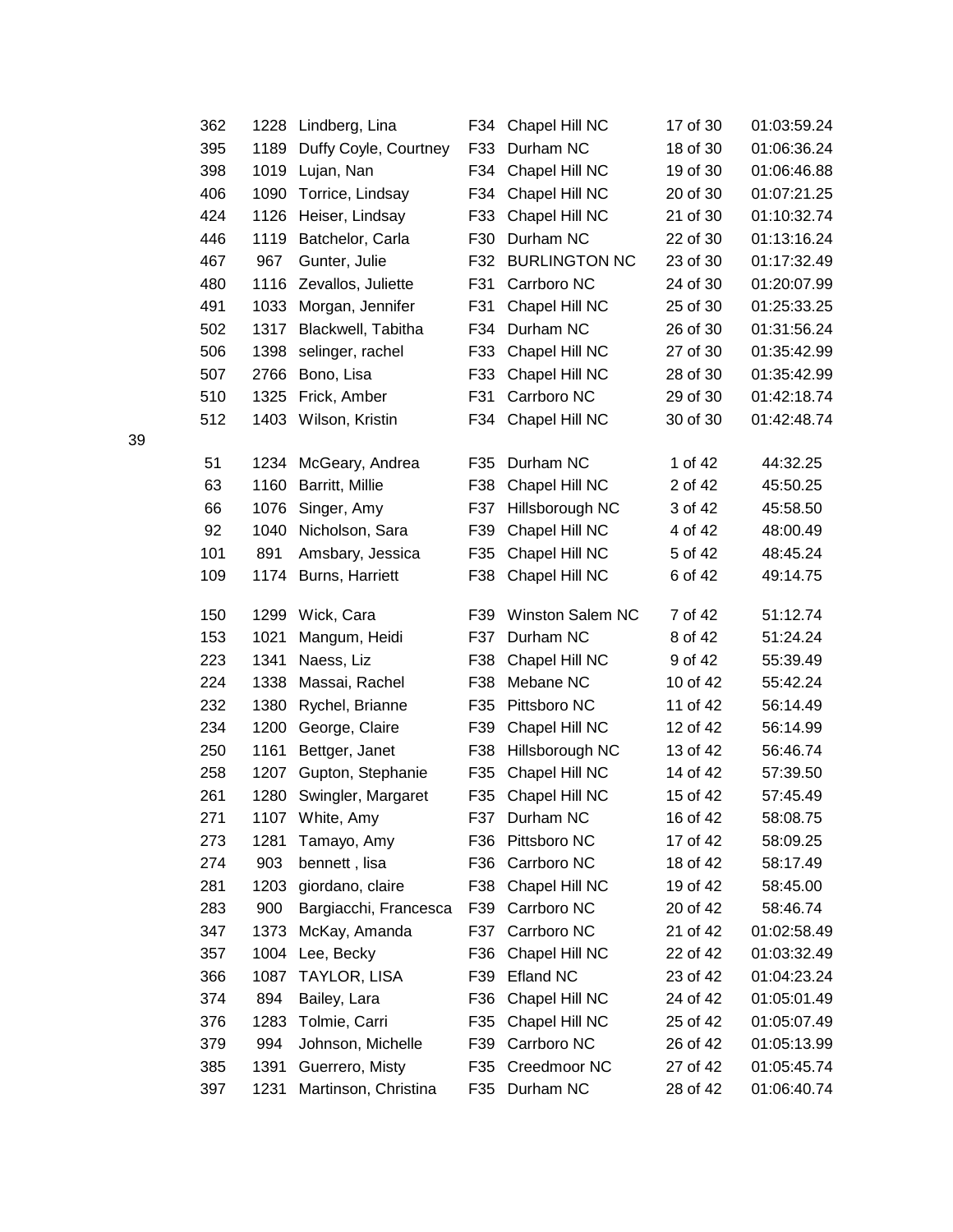| | | | | | | |
|---|---|---|---|---|---|---|
| 362 | 1228 | Lindberg, Lina | F34 | Chapel Hill NC | 17 of 30 | 01:03:59.24 |
| 395 | 1189 | Duffy Coyle, Courtney | F33 | Durham NC | 18 of 30 | 01:06:36.24 |
| 398 | 1019 | Lujan, Nan | F34 | Chapel Hill NC | 19 of 30 | 01:06:46.88 |
| 406 | 1090 | Torrice, Lindsay | F34 | Chapel Hill NC | 20 of 30 | 01:07:21.25 |
| 424 | 1126 | Heiser, Lindsay | F33 | Chapel Hill NC | 21 of 30 | 01:10:32.74 |
| 446 | 1119 | Batchelor, Carla | F30 | Durham NC | 22 of 30 | 01:13:16.24 |
| 467 | 967 | Gunter, Julie | F32 | BURLINGTON NC | 23 of 30 | 01:17:32.49 |
| 480 | 1116 | Zevallos, Juliette | F31 | Carrboro NC | 24 of 30 | 01:20:07.99 |
| 491 | 1033 | Morgan, Jennifer | F31 | Chapel Hill NC | 25 of 30 | 01:25:33.25 |
| 502 | 1317 | Blackwell, Tabitha | F34 | Durham NC | 26 of 30 | 01:31:56.24 |
| 506 | 1398 | selinger, rachel | F33 | Chapel Hill NC | 27 of 30 | 01:35:42.99 |
| 507 | 2766 | Bono, Lisa | F33 | Chapel Hill NC | 28 of 30 | 01:35:42.99 |
| 510 | 1325 | Frick, Amber | F31 | Carrboro NC | 29 of 30 | 01:42:18.74 |
| 512 | 1403 | Wilson, Kristin | F34 | Chapel Hill NC | 30 of 30 | 01:42:48.74 |

39

| | | | | | | |
|---|---|---|---|---|---|---|
| 51 | 1234 | McGeary, Andrea | F35 | Durham NC | 1 of 42 | 44:32.25 |
| 63 | 1160 | Barritt, Millie | F38 | Chapel Hill NC | 2 of 42 | 45:50.25 |
| 66 | 1076 | Singer, Amy | F37 | Hillsborough NC | 3 of 42 | 45:58.50 |
| 92 | 1040 | Nicholson, Sara | F39 | Chapel Hill NC | 4 of 42 | 48:00.49 |
| 101 | 891 | Amsbary, Jessica | F35 | Chapel Hill NC | 5 of 42 | 48:45.24 |
| 109 | 1174 | Burns, Harriett | F38 | Chapel Hill NC | 6 of 42 | 49:14.75 |
| 150 | 1299 | Wick, Cara | F39 | Winston Salem NC | 7 of 42 | 51:12.74 |
| 153 | 1021 | Mangum, Heidi | F37 | Durham NC | 8 of 42 | 51:24.24 |
| 223 | 1341 | Naess, Liz | F38 | Chapel Hill NC | 9 of 42 | 55:39.49 |
| 224 | 1338 | Massai, Rachel | F38 | Mebane NC | 10 of 42 | 55:42.24 |
| 232 | 1380 | Rychel, Brianne | F35 | Pittsboro NC | 11 of 42 | 56:14.49 |
| 234 | 1200 | George, Claire | F39 | Chapel Hill NC | 12 of 42 | 56:14.99 |
| 250 | 1161 | Bettger, Janet | F38 | Hillsborough NC | 13 of 42 | 56:46.74 |
| 258 | 1207 | Gupton, Stephanie | F35 | Chapel Hill NC | 14 of 42 | 57:39.50 |
| 261 | 1280 | Swingler, Margaret | F35 | Chapel Hill NC | 15 of 42 | 57:45.49 |
| 271 | 1107 | White, Amy | F37 | Durham NC | 16 of 42 | 58:08.75 |
| 273 | 1281 | Tamayo, Amy | F36 | Pittsboro NC | 17 of 42 | 58:09.25 |
| 274 | 903 | bennett , lisa | F36 | Carrboro NC | 18 of 42 | 58:17.49 |
| 281 | 1203 | giordano, claire | F38 | Chapel Hill NC | 19 of 42 | 58:45.00 |
| 283 | 900 | Bargiacchi, Francesca | F39 | Carrboro NC | 20 of 42 | 58:46.74 |
| 347 | 1373 | McKay, Amanda | F37 | Carrboro NC | 21 of 42 | 01:02:58.49 |
| 357 | 1004 | Lee, Becky | F36 | Chapel Hill NC | 22 of 42 | 01:03:32.49 |
| 366 | 1087 | TAYLOR, LISA | F39 | Efland NC | 23 of 42 | 01:04:23.24 |
| 374 | 894 | Bailey, Lara | F36 | Chapel Hill NC | 24 of 42 | 01:05:01.49 |
| 376 | 1283 | Tolmie, Carri | F35 | Chapel Hill NC | 25 of 42 | 01:05:07.49 |
| 379 | 994 | Johnson, Michelle | F39 | Carrboro NC | 26 of 42 | 01:05:13.99 |
| 385 | 1391 | Guerrero, Misty | F35 | Creedmoor NC | 27 of 42 | 01:05:45.74 |
| 397 | 1231 | Martinson, Christina | F35 | Durham NC | 28 of 42 | 01:06:40.74 |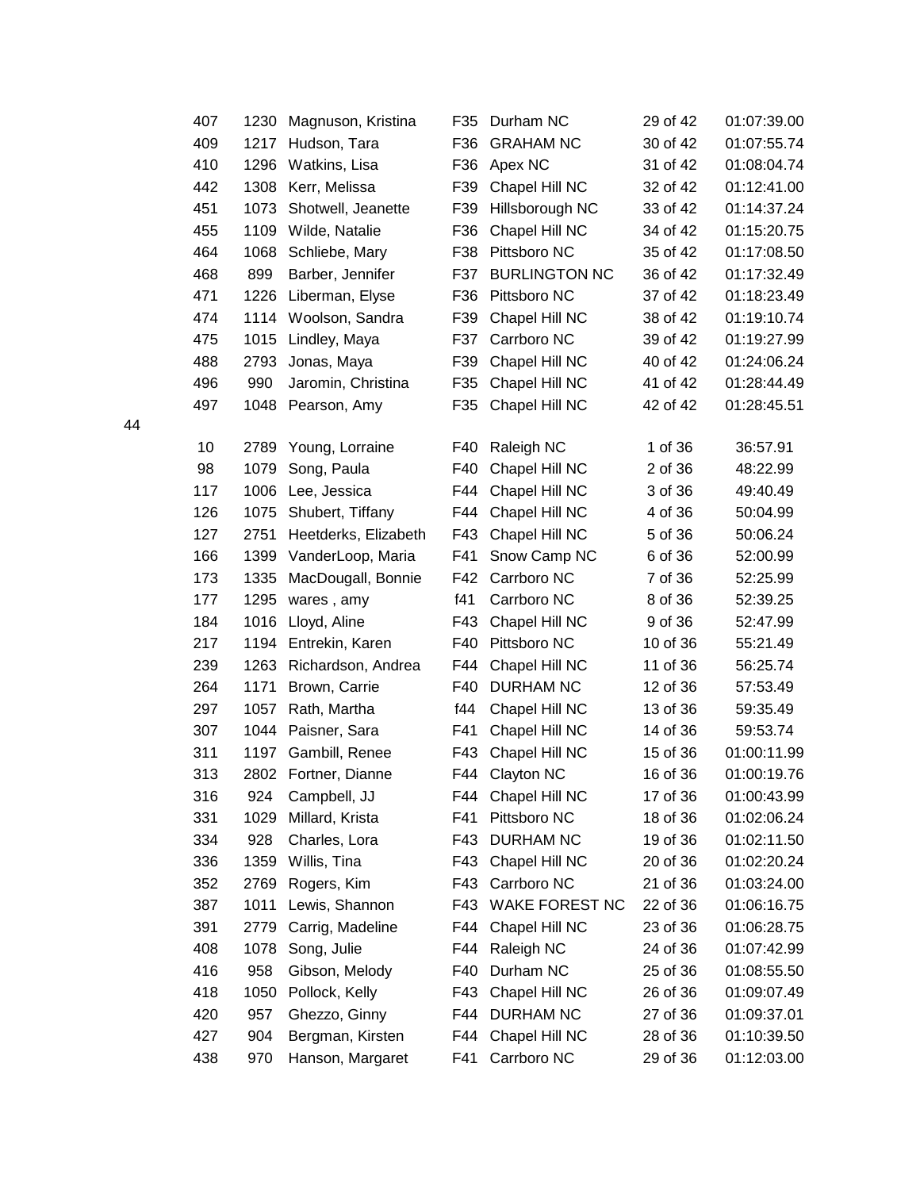| | | | | | | |
|---|---|---|---|---|---|---|
| 407 | 1230 | Magnuson, Kristina | F35 | Durham NC | 29 of 42 | 01:07:39.00 |
| 409 | 1217 | Hudson, Tara | F36 | GRAHAM NC | 30 of 42 | 01:07:55.74 |
| 410 | 1296 | Watkins, Lisa | F36 | Apex NC | 31 of 42 | 01:08:04.74 |
| 442 | 1308 | Kerr, Melissa | F39 | Chapel Hill NC | 32 of 42 | 01:12:41.00 |
| 451 | 1073 | Shotwell, Jeanette | F39 | Hillsborough NC | 33 of 42 | 01:14:37.24 |
| 455 | 1109 | Wilde, Natalie | F36 | Chapel Hill NC | 34 of 42 | 01:15:20.75 |
| 464 | 1068 | Schliebe, Mary | F38 | Pittsboro NC | 35 of 42 | 01:17:08.50 |
| 468 | 899 | Barber, Jennifer | F37 | BURLINGTON NC | 36 of 42 | 01:17:32.49 |
| 471 | 1226 | Liberman, Elyse | F36 | Pittsboro NC | 37 of 42 | 01:18:23.49 |
| 474 | 1114 | Woolson, Sandra | F39 | Chapel Hill NC | 38 of 42 | 01:19:10.74 |
| 475 | 1015 | Lindley, Maya | F37 | Carrboro NC | 39 of 42 | 01:19:27.99 |
| 488 | 2793 | Jonas, Maya | F39 | Chapel Hill NC | 40 of 42 | 01:24:06.24 |
| 496 | 990 | Jaromin, Christina | F35 | Chapel Hill NC | 41 of 42 | 01:28:44.49 |
| 497 | 1048 | Pearson, Amy | F35 | Chapel Hill NC | 42 of 42 | 01:28:45.51 |

44

| | | | | | | |
|---|---|---|---|---|---|---|
| 10 | 2789 | Young, Lorraine | F40 | Raleigh NC | 1 of 36 | 36:57.91 |
| 98 | 1079 | Song, Paula | F40 | Chapel Hill NC | 2 of 36 | 48:22.99 |
| 117 | 1006 | Lee, Jessica | F44 | Chapel Hill NC | 3 of 36 | 49:40.49 |
| 126 | 1075 | Shubert, Tiffany | F44 | Chapel Hill NC | 4 of 36 | 50:04.99 |
| 127 | 2751 | Heetderks, Elizabeth | F43 | Chapel Hill NC | 5 of 36 | 50:06.24 |
| 166 | 1399 | VanderLoop, Maria | F41 | Snow Camp NC | 6 of 36 | 52:00.99 |
| 173 | 1335 | MacDougall, Bonnie | F42 | Carrboro NC | 7 of 36 | 52:25.99 |
| 177 | 1295 | wares , amy | f41 | Carrboro NC | 8 of 36 | 52:39.25 |
| 184 | 1016 | Lloyd, Aline | F43 | Chapel Hill NC | 9 of 36 | 52:47.99 |
| 217 | 1194 | Entrekin, Karen | F40 | Pittsboro NC | 10 of 36 | 55:21.49 |
| 239 | 1263 | Richardson, Andrea | F44 | Chapel Hill NC | 11 of 36 | 56:25.74 |
| 264 | 1171 | Brown, Carrie | F40 | DURHAM NC | 12 of 36 | 57:53.49 |
| 297 | 1057 | Rath, Martha | f44 | Chapel Hill NC | 13 of 36 | 59:35.49 |
| 307 | 1044 | Paisner, Sara | F41 | Chapel Hill NC | 14 of 36 | 59:53.74 |
| 311 | 1197 | Gambill, Renee | F43 | Chapel Hill NC | 15 of 36 | 01:00:11.99 |
| 313 | 2802 | Fortner, Dianne | F44 | Clayton NC | 16 of 36 | 01:00:19.76 |
| 316 | 924 | Campbell, JJ | F44 | Chapel Hill NC | 17 of 36 | 01:00:43.99 |
| 331 | 1029 | Millard, Krista | F41 | Pittsboro NC | 18 of 36 | 01:02:06.24 |
| 334 | 928 | Charles, Lora | F43 | DURHAM NC | 19 of 36 | 01:02:11.50 |
| 336 | 1359 | Willis, Tina | F43 | Chapel Hill NC | 20 of 36 | 01:02:20.24 |
| 352 | 2769 | Rogers, Kim | F43 | Carrboro NC | 21 of 36 | 01:03:24.00 |
| 387 | 1011 | Lewis, Shannon | F43 | WAKE FOREST NC | 22 of 36 | 01:06:16.75 |
| 391 | 2779 | Carrig, Madeline | F44 | Chapel Hill NC | 23 of 36 | 01:06:28.75 |
| 408 | 1078 | Song, Julie | F44 | Raleigh NC | 24 of 36 | 01:07:42.99 |
| 416 | 958 | Gibson, Melody | F40 | Durham NC | 25 of 36 | 01:08:55.50 |
| 418 | 1050 | Pollock, Kelly | F43 | Chapel Hill NC | 26 of 36 | 01:09:07.49 |
| 420 | 957 | Ghezzo, Ginny | F44 | DURHAM NC | 27 of 36 | 01:09:37.01 |
| 427 | 904 | Bergman, Kirsten | F44 | Chapel Hill NC | 28 of 36 | 01:10:39.50 |
| 438 | 970 | Hanson, Margaret | F41 | Carrboro NC | 29 of 36 | 01:12:03.00 |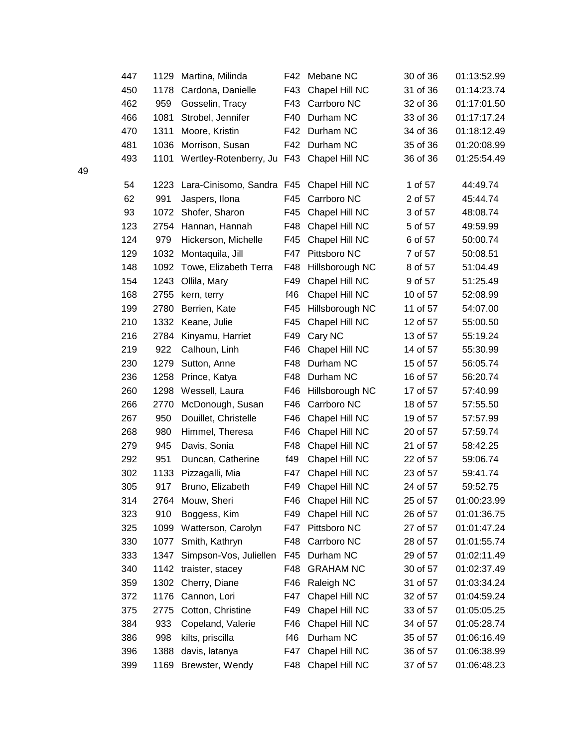| | | | | | | |
|---|---|---|---|---|---|---|
| 447 | 1129 | Martina, Milinda | F42 | Mebane NC | 30 of 36 | 01:13:52.99 |
| 450 | 1178 | Cardona, Danielle | F43 | Chapel Hill NC | 31 of 36 | 01:14:23.74 |
| 462 | 959 | Gosselin, Tracy | F43 | Carrboro NC | 32 of 36 | 01:17:01.50 |
| 466 | 1081 | Strobel, Jennifer | F40 | Durham NC | 33 of 36 | 01:17:17.24 |
| 470 | 1311 | Moore, Kristin | F42 | Durham NC | 34 of 36 | 01:18:12.49 |
| 481 | 1036 | Morrison, Susan | F42 | Durham NC | 35 of 36 | 01:20:08.99 |
| 493 | 1101 | Wertley-Rotenberry, Ju | F43 | Chapel Hill NC | 36 of 36 | 01:25:54.49 |

49

| | | | | | | |
|---|---|---|---|---|---|---|
| 54 | 1223 | Lara-Cinisomo, Sandra | F45 | Chapel Hill NC | 1 of 57 | 44:49.74 |
| 62 | 991 | Jaspers, Ilona | F45 | Carrboro NC | 2 of 57 | 45:44.74 |
| 93 | 1072 | Shofer, Sharon | F45 | Chapel Hill NC | 3 of 57 | 48:08.74 |
| 123 | 2754 | Hannan, Hannah | F48 | Chapel Hill NC | 5 of 57 | 49:59.99 |
| 124 | 979 | Hickerson, Michelle | F45 | Chapel Hill NC | 6 of 57 | 50:00.74 |
| 129 | 1032 | Montaquila, Jill | F47 | Pittsboro NC | 7 of 57 | 50:08.51 |
| 148 | 1092 | Towe, Elizabeth Terra | F48 | Hillsborough NC | 8 of 57 | 51:04.49 |
| 154 | 1243 | Ollila, Mary | F49 | Chapel Hill NC | 9 of 57 | 51:25.49 |
| 168 | 2755 | kern, terry | f46 | Chapel Hill NC | 10 of 57 | 52:08.99 |
| 199 | 2780 | Berrien, Kate | F45 | Hillsborough NC | 11 of 57 | 54:07.00 |
| 210 | 1332 | Keane, Julie | F45 | Chapel Hill NC | 12 of 57 | 55:00.50 |
| 216 | 2784 | Kinyamu, Harriet | F49 | Cary NC | 13 of 57 | 55:19.24 |
| 219 | 922 | Calhoun, Linh | F46 | Chapel Hill NC | 14 of 57 | 55:30.99 |
| 230 | 1279 | Sutton, Anne | F48 | Durham NC | 15 of 57 | 56:05.74 |
| 236 | 1258 | Prince, Katya | F48 | Durham NC | 16 of 57 | 56:20.74 |
| 260 | 1298 | Wessell, Laura | F46 | Hillsborough NC | 17 of 57 | 57:40.99 |
| 266 | 2770 | McDonough, Susan | F46 | Carrboro NC | 18 of 57 | 57:55.50 |
| 267 | 950 | Douillet, Christelle | F46 | Chapel Hill NC | 19 of 57 | 57:57.99 |
| 268 | 980 | Himmel, Theresa | F46 | Chapel Hill NC | 20 of 57 | 57:59.74 |
| 279 | 945 | Davis, Sonia | F48 | Chapel Hill NC | 21 of 57 | 58:42.25 |
| 292 | 951 | Duncan, Catherine | f49 | Chapel Hill NC | 22 of 57 | 59:06.74 |
| 302 | 1133 | Pizzagalli, Mia | F47 | Chapel Hill NC | 23 of 57 | 59:41.74 |
| 305 | 917 | Bruno, Elizabeth | F49 | Chapel Hill NC | 24 of 57 | 59:52.75 |
| 314 | 2764 | Mouw, Sheri | F46 | Chapel Hill NC | 25 of 57 | 01:00:23.99 |
| 323 | 910 | Boggess, Kim | F49 | Chapel Hill NC | 26 of 57 | 01:01:36.75 |
| 325 | 1099 | Watterson, Carolyn | F47 | Pittsboro NC | 27 of 57 | 01:01:47.24 |
| 330 | 1077 | Smith, Kathryn | F48 | Carrboro NC | 28 of 57 | 01:01:55.74 |
| 333 | 1347 | Simpson-Vos, Juliellen | F45 | Durham NC | 29 of 57 | 01:02:11.49 |
| 340 | 1142 | traister, stacey | F48 | GRAHAM NC | 30 of 57 | 01:02:37.49 |
| 359 | 1302 | Cherry, Diane | F46 | Raleigh NC | 31 of 57 | 01:03:34.24 |
| 372 | 1176 | Cannon, Lori | F47 | Chapel Hill NC | 32 of 57 | 01:04:59.24 |
| 375 | 2775 | Cotton, Christine | F49 | Chapel Hill NC | 33 of 57 | 01:05:05.25 |
| 384 | 933 | Copeland, Valerie | F46 | Chapel Hill NC | 34 of 57 | 01:05:28.74 |
| 386 | 998 | kilts, priscilla | f46 | Durham NC | 35 of 57 | 01:06:16.49 |
| 396 | 1388 | davis, latanya | F47 | Chapel Hill NC | 36 of 57 | 01:06:38.99 |
| 399 | 1169 | Brewster, Wendy | F48 | Chapel Hill NC | 37 of 57 | 01:06:48.23 |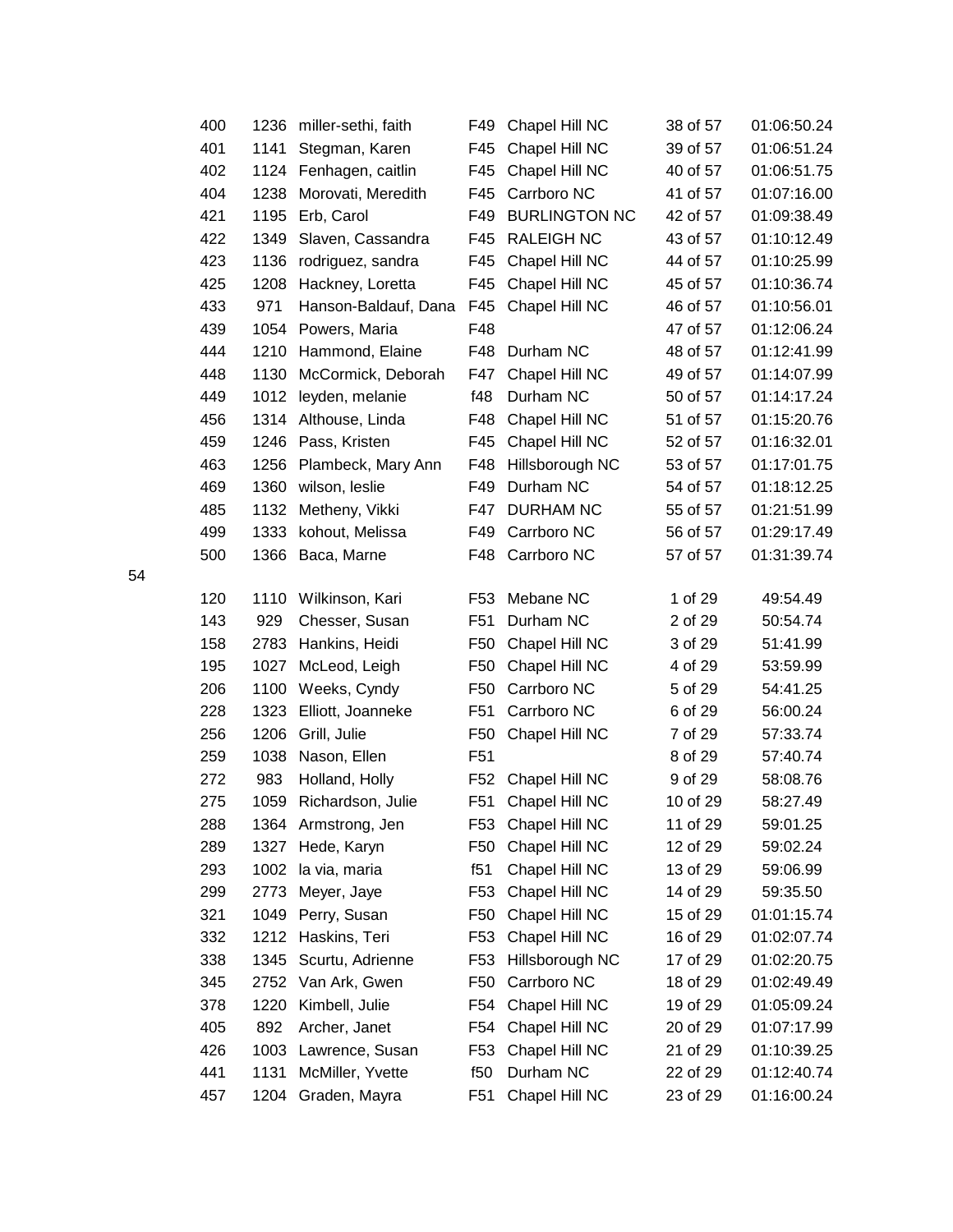| | | | | | | |
|---|---|---|---|---|---|---|
| 400 | 1236 | miller-sethi, faith | F49 | Chapel Hill NC | 38 of 57 | 01:06:50.24 |
| 401 | 1141 | Stegman, Karen | F45 | Chapel Hill NC | 39 of 57 | 01:06:51.24 |
| 402 | 1124 | Fenhagen, caitlin | F45 | Chapel Hill NC | 40 of 57 | 01:06:51.75 |
| 404 | 1238 | Morovati, Meredith | F45 | Carrboro NC | 41 of 57 | 01:07:16.00 |
| 421 | 1195 | Erb, Carol | F49 | BURLINGTON NC | 42 of 57 | 01:09:38.49 |
| 422 | 1349 | Slaven, Cassandra | F45 | RALEIGH NC | 43 of 57 | 01:10:12.49 |
| 423 | 1136 | rodriguez, sandra | F45 | Chapel Hill NC | 44 of 57 | 01:10:25.99 |
| 425 | 1208 | Hackney, Loretta | F45 | Chapel Hill NC | 45 of 57 | 01:10:36.74 |
| 433 | 971 | Hanson-Baldauf, Dana | F45 | Chapel Hill NC | 46 of 57 | 01:10:56.01 |
| 439 | 1054 | Powers, Maria | F48 | | 47 of 57 | 01:12:06.24 |
| 444 | 1210 | Hammond, Elaine | F48 | Durham NC | 48 of 57 | 01:12:41.99 |
| 448 | 1130 | McCormick, Deborah | F47 | Chapel Hill NC | 49 of 57 | 01:14:07.99 |
| 449 | 1012 | leyden, melanie | f48 | Durham NC | 50 of 57 | 01:14:17.24 |
| 456 | 1314 | Althouse, Linda | F48 | Chapel Hill NC | 51 of 57 | 01:15:20.76 |
| 459 | 1246 | Pass, Kristen | F45 | Chapel Hill NC | 52 of 57 | 01:16:32.01 |
| 463 | 1256 | Plambeck, Mary Ann | F48 | Hillsborough NC | 53 of 57 | 01:17:01.75 |
| 469 | 1360 | wilson, leslie | F49 | Durham NC | 54 of 57 | 01:18:12.25 |
| 485 | 1132 | Metheny, Vikki | F47 | DURHAM NC | 55 of 57 | 01:21:51.99 |
| 499 | 1333 | kohout, Melissa | F49 | Carrboro NC | 56 of 57 | 01:29:17.49 |
| 500 | 1366 | Baca, Marne | F48 | Carrboro NC | 57 of 57 | 01:31:39.74 |

54

| | | | | | | |
|---|---|---|---|---|---|---|
| 120 | 1110 | Wilkinson, Kari | F53 | Mebane NC | 1 of 29 | 49:54.49 |
| 143 | 929 | Chesser, Susan | F51 | Durham NC | 2 of 29 | 50:54.74 |
| 158 | 2783 | Hankins, Heidi | F50 | Chapel Hill NC | 3 of 29 | 51:41.99 |
| 195 | 1027 | McLeod, Leigh | F50 | Chapel Hill NC | 4 of 29 | 53:59.99 |
| 206 | 1100 | Weeks, Cyndy | F50 | Carrboro NC | 5 of 29 | 54:41.25 |
| 228 | 1323 | Elliott, Joanneke | F51 | Carrboro NC | 6 of 29 | 56:00.24 |
| 256 | 1206 | Grill, Julie | F50 | Chapel Hill NC | 7 of 29 | 57:33.74 |
| 259 | 1038 | Nason, Ellen | F51 | | 8 of 29 | 57:40.74 |
| 272 | 983 | Holland, Holly | F52 | Chapel Hill NC | 9 of 29 | 58:08.76 |
| 275 | 1059 | Richardson, Julie | F51 | Chapel Hill NC | 10 of 29 | 58:27.49 |
| 288 | 1364 | Armstrong, Jen | F53 | Chapel Hill NC | 11 of 29 | 59:01.25 |
| 289 | 1327 | Hede, Karyn | F50 | Chapel Hill NC | 12 of 29 | 59:02.24 |
| 293 | 1002 | la via, maria | f51 | Chapel Hill NC | 13 of 29 | 59:06.99 |
| 299 | 2773 | Meyer, Jaye | F53 | Chapel Hill NC | 14 of 29 | 59:35.50 |
| 321 | 1049 | Perry, Susan | F50 | Chapel Hill NC | 15 of 29 | 01:01:15.74 |
| 332 | 1212 | Haskins, Teri | F53 | Chapel Hill NC | 16 of 29 | 01:02:07.74 |
| 338 | 1345 | Scurtu, Adrienne | F53 | Hillsborough NC | 17 of 29 | 01:02:20.75 |
| 345 | 2752 | Van Ark, Gwen | F50 | Carrboro NC | 18 of 29 | 01:02:49.49 |
| 378 | 1220 | Kimbell, Julie | F54 | Chapel Hill NC | 19 of 29 | 01:05:09.24 |
| 405 | 892 | Archer, Janet | F54 | Chapel Hill NC | 20 of 29 | 01:07:17.99 |
| 426 | 1003 | Lawrence, Susan | F53 | Chapel Hill NC | 21 of 29 | 01:10:39.25 |
| 441 | 1131 | McMiller, Yvette | f50 | Durham NC | 22 of 29 | 01:12:40.74 |
| 457 | 1204 | Graden, Mayra | F51 | Chapel Hill NC | 23 of 29 | 01:16:00.24 |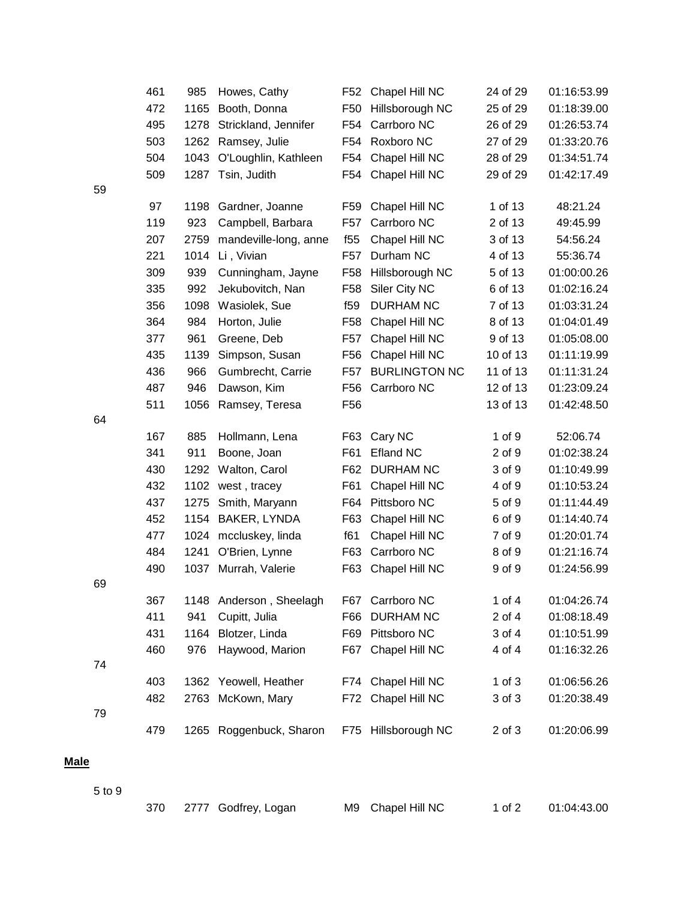| | Place | Bib | Name | Age | City | Div Place | Time |
|---|---|---|---|---|---|---|---|
| | 461 | 985 | Howes, Cathy | F52 | Chapel Hill NC | 24 of 29 | 01:16:53.99 |
| | 472 | 1165 | Booth, Donna | F50 | Hillsborough NC | 25 of 29 | 01:18:39.00 |
| | 495 | 1278 | Strickland, Jennifer | F54 | Carrboro NC | 26 of 29 | 01:26:53.74 |
| | 503 | 1262 | Ramsey, Julie | F54 | Roxboro NC | 27 of 29 | 01:33:20.76 |
| | 504 | 1043 | O'Loughlin, Kathleen | F54 | Chapel Hill NC | 28 of 29 | 01:34:51.74 |
| | 509 | 1287 | Tsin, Judith | F54 | Chapel Hill NC | 29 of 29 | 01:42:17.49 |
| 59 | | | | | | | |
| | 97 | 1198 | Gardner, Joanne | F59 | Chapel Hill NC | 1 of 13 | 48:21.24 |
| | 119 | 923 | Campbell, Barbara | F57 | Carrboro NC | 2 of 13 | 49:45.99 |
| | 207 | 2759 | mandeville-long, anne | f55 | Chapel Hill NC | 3 of 13 | 54:56.24 |
| | 221 | 1014 | Li , Vivian | F57 | Durham NC | 4 of 13 | 55:36.74 |
| | 309 | 939 | Cunningham, Jayne | F58 | Hillsborough NC | 5 of 13 | 01:00:00.26 |
| | 335 | 992 | Jekubovitch, Nan | F58 | Siler City NC | 6 of 13 | 01:02:16.24 |
| | 356 | 1098 | Wasiolek, Sue | f59 | DURHAM NC | 7 of 13 | 01:03:31.24 |
| | 364 | 984 | Horton, Julie | F58 | Chapel Hill NC | 8 of 13 | 01:04:01.49 |
| | 377 | 961 | Greene, Deb | F57 | Chapel Hill NC | 9 of 13 | 01:05:08.00 |
| | 435 | 1139 | Simpson, Susan | F56 | Chapel Hill NC | 10 of 13 | 01:11:19.99 |
| | 436 | 966 | Gumbrecht, Carrie | F57 | BURLINGTON NC | 11 of 13 | 01:11:31.24 |
| | 487 | 946 | Dawson, Kim | F56 | Carrboro NC | 12 of 13 | 01:23:09.24 |
| | 511 | 1056 | Ramsey, Teresa | F56 | | 13 of 13 | 01:42:48.50 |
| 64 | | | | | | | |
| | 167 | 885 | Hollmann, Lena | F63 | Cary NC | 1 of 9 | 52:06.74 |
| | 341 | 911 | Boone, Joan | F61 | Efland NC | 2 of 9 | 01:02:38.24 |
| | 430 | 1292 | Walton, Carol | F62 | DURHAM NC | 3 of 9 | 01:10:49.99 |
| | 432 | 1102 | west , tracey | F61 | Chapel Hill NC | 4 of 9 | 01:10:53.24 |
| | 437 | 1275 | Smith, Maryann | F64 | Pittsboro NC | 5 of 9 | 01:11:44.49 |
| | 452 | 1154 | BAKER, LYNDA | F63 | Chapel Hill NC | 6 of 9 | 01:14:40.74 |
| | 477 | 1024 | mccluskey, linda | f61 | Chapel Hill NC | 7 of 9 | 01:20:01.74 |
| | 484 | 1241 | O'Brien, Lynne | F63 | Carrboro NC | 8 of 9 | 01:21:16.74 |
| | 490 | 1037 | Murrah, Valerie | F63 | Chapel Hill NC | 9 of 9 | 01:24:56.99 |
| 69 | | | | | | | |
| | 367 | 1148 | Anderson , Sheelagh | F67 | Carrboro NC | 1 of 4 | 01:04:26.74 |
| | 411 | 941 | Cupitt, Julia | F66 | DURHAM NC | 2 of 4 | 01:08:18.49 |
| | 431 | 1164 | Blotzer, Linda | F69 | Pittsboro NC | 3 of 4 | 01:10:51.99 |
| | 460 | 976 | Haywood, Marion | F67 | Chapel Hill NC | 4 of 4 | 01:16:32.26 |
| 74 | | | | | | | |
| | 403 | 1362 | Yeowell, Heather | F74 | Chapel Hill NC | 1 of 3 | 01:06:56.26 |
| | 482 | 2763 | McKown, Mary | F72 | Chapel Hill NC | 3 of 3 | 01:20:38.49 |
| 79 | | | | | | | |
| | 479 | 1265 | Roggenbuck, Sharon | F75 | Hillsborough NC | 2 of 3 | 01:20:06.99 |

**Male**

| | Place | Bib | Name | Age | City | Div Place | Time |
|---|---|---|---|---|---|---|---|
| 5 to 9 | | | | | | | |
| | 370 | 2777 | Godfrey, Logan | M9 | Chapel Hill NC | 1 of 2 | 01:04:43.00 |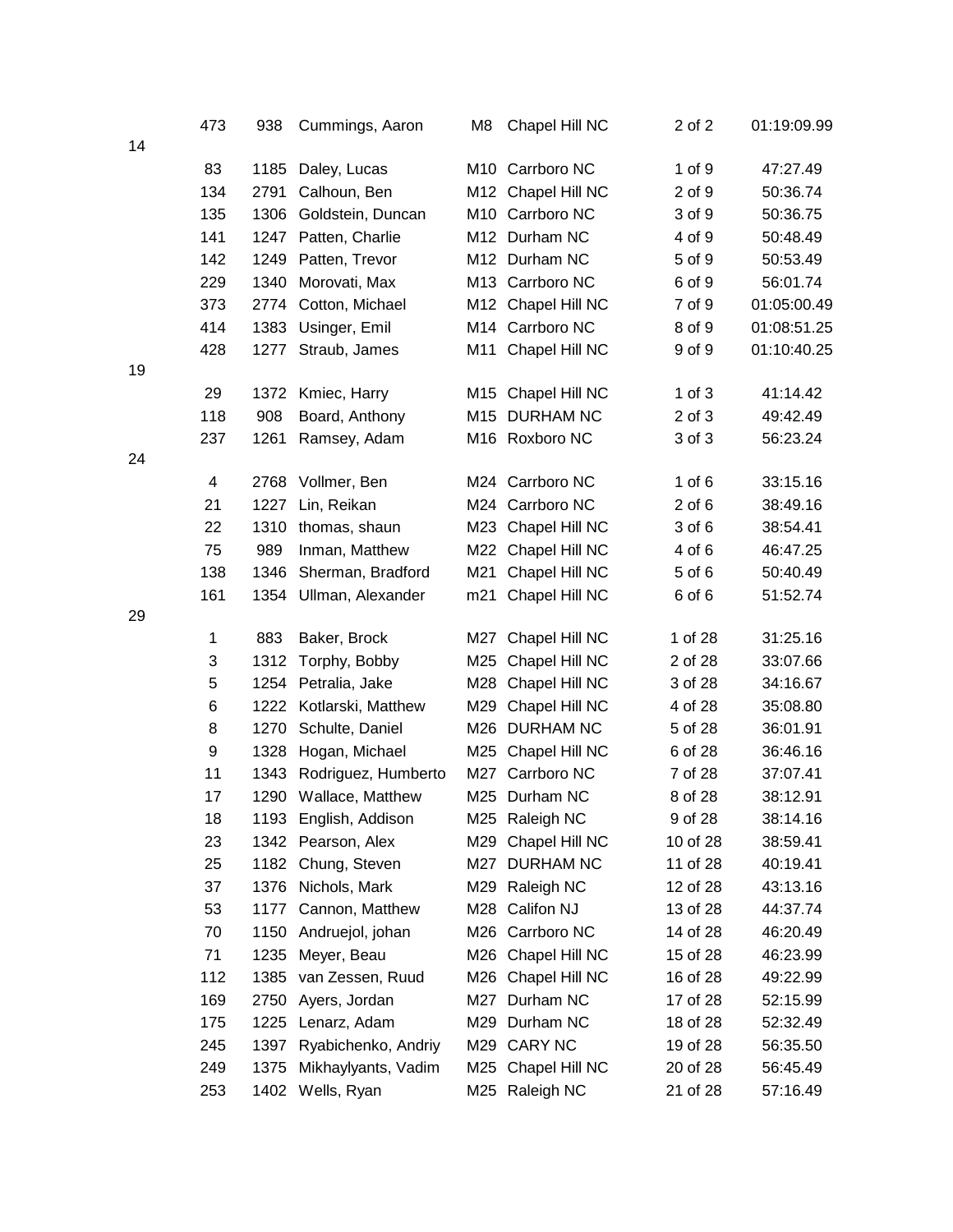| | Place | Bib | Name | Age | City | Div Place | Time |
|---|---|---|---|---|---|---|---|
| | 473 | 938 | Cummings, Aaron | M8 | Chapel Hill NC | 2 of 2 | 01:19:09.99 |
| 14 | | | | | | | |
| | 83 | 1185 | Daley, Lucas | M10 | Carrboro NC | 1 of 9 | 47:27.49 |
| | 134 | 2791 | Calhoun, Ben | M12 | Chapel Hill NC | 2 of 9 | 50:36.74 |
| | 135 | 1306 | Goldstein, Duncan | M10 | Carrboro NC | 3 of 9 | 50:36.75 |
| | 141 | 1247 | Patten, Charlie | M12 | Durham NC | 4 of 9 | 50:48.49 |
| | 142 | 1249 | Patten, Trevor | M12 | Durham NC | 5 of 9 | 50:53.49 |
| | 229 | 1340 | Morovati, Max | M13 | Carrboro NC | 6 of 9 | 56:01.74 |
| | 373 | 2774 | Cotton, Michael | M12 | Chapel Hill NC | 7 of 9 | 01:05:00.49 |
| | 414 | 1383 | Usinger, Emil | M14 | Carrboro NC | 8 of 9 | 01:08:51.25 |
| | 428 | 1277 | Straub, James | M11 | Chapel Hill NC | 9 of 9 | 01:10:40.25 |
| 19 | | | | | | | |
| | 29 | 1372 | Kmiec, Harry | M15 | Chapel Hill NC | 1 of 3 | 41:14.42 |
| | 118 | 908 | Board, Anthony | M15 | DURHAM NC | 2 of 3 | 49:42.49 |
| | 237 | 1261 | Ramsey, Adam | M16 | Roxboro NC | 3 of 3 | 56:23.24 |
| 24 | | | | | | | |
| | 4 | 2768 | Vollmer, Ben | M24 | Carrboro NC | 1 of 6 | 33:15.16 |
| | 21 | 1227 | Lin, Reikan | M24 | Carrboro NC | 2 of 6 | 38:49.16 |
| | 22 | 1310 | thomas, shaun | M23 | Chapel Hill NC | 3 of 6 | 38:54.41 |
| | 75 | 989 | Inman, Matthew | M22 | Chapel Hill NC | 4 of 6 | 46:47.25 |
| | 138 | 1346 | Sherman, Bradford | M21 | Chapel Hill NC | 5 of 6 | 50:40.49 |
| | 161 | 1354 | Ullman, Alexander | m21 | Chapel Hill NC | 6 of 6 | 51:52.74 |
| 29 | | | | | | | |
| | 1 | 883 | Baker, Brock | M27 | Chapel Hill NC | 1 of 28 | 31:25.16 |
| | 3 | 1312 | Torphy, Bobby | M25 | Chapel Hill NC | 2 of 28 | 33:07.66 |
| | 5 | 1254 | Petralia, Jake | M28 | Chapel Hill NC | 3 of 28 | 34:16.67 |
| | 6 | 1222 | Kotlarski, Matthew | M29 | Chapel Hill NC | 4 of 28 | 35:08.80 |
| | 8 | 1270 | Schulte, Daniel | M26 | DURHAM NC | 5 of 28 | 36:01.91 |
| | 9 | 1328 | Hogan, Michael | M25 | Chapel Hill NC | 6 of 28 | 36:46.16 |
| | 11 | 1343 | Rodriguez, Humberto | M27 | Carrboro NC | 7 of 28 | 37:07.41 |
| | 17 | 1290 | Wallace, Matthew | M25 | Durham NC | 8 of 28 | 38:12.91 |
| | 18 | 1193 | English, Addison | M25 | Raleigh NC | 9 of 28 | 38:14.16 |
| | 23 | 1342 | Pearson, Alex | M29 | Chapel Hill NC | 10 of 28 | 38:59.41 |
| | 25 | 1182 | Chung, Steven | M27 | DURHAM NC | 11 of 28 | 40:19.41 |
| | 37 | 1376 | Nichols, Mark | M29 | Raleigh NC | 12 of 28 | 43:13.16 |
| | 53 | 1177 | Cannon, Matthew | M28 | Califon NJ | 13 of 28 | 44:37.74 |
| | 70 | 1150 | Andruejol, johan | M26 | Carrboro NC | 14 of 28 | 46:20.49 |
| | 71 | 1235 | Meyer, Beau | M26 | Chapel Hill NC | 15 of 28 | 46:23.99 |
| | 112 | 1385 | van Zessen, Ruud | M26 | Chapel Hill NC | 16 of 28 | 49:22.99 |
| | 169 | 2750 | Ayers, Jordan | M27 | Durham NC | 17 of 28 | 52:15.99 |
| | 175 | 1225 | Lenarz, Adam | M29 | Durham NC | 18 of 28 | 52:32.49 |
| | 245 | 1397 | Ryabichenko, Andriy | M29 | CARY NC | 19 of 28 | 56:35.50 |
| | 249 | 1375 | Mikhaylyants, Vadim | M25 | Chapel Hill NC | 20 of 28 | 56:45.49 |
| | 253 | 1402 | Wells, Ryan | M25 | Raleigh NC | 21 of 28 | 57:16.49 |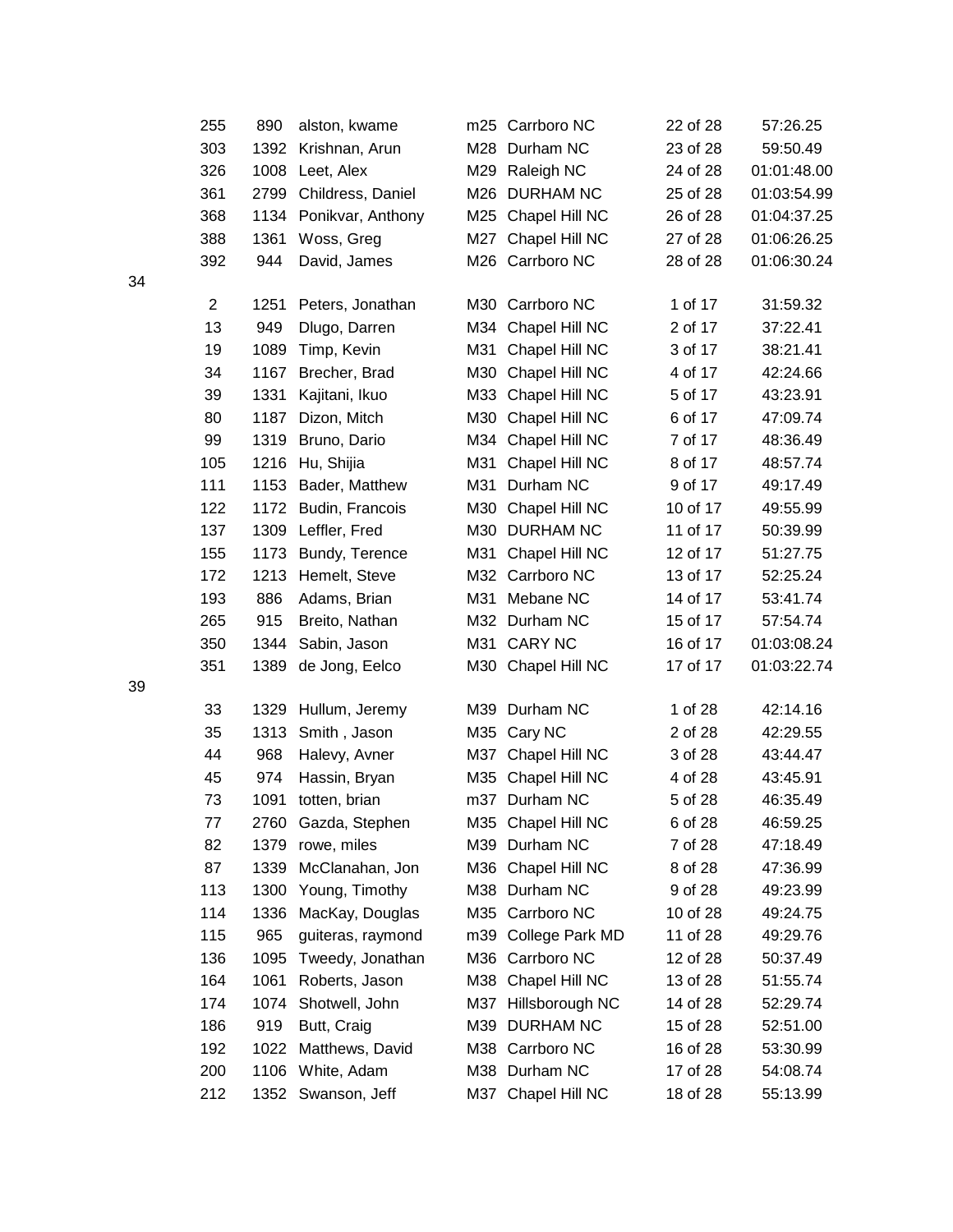| | | | | | | |
|---|---|---|---|---|---|---|
| 255 | 890 | alston, kwame | m25 | Carrboro NC | 22 of 28 | 57:26.25 |
| 303 | 1392 | Krishnan, Arun | M28 | Durham NC | 23 of 28 | 59:50.49 |
| 326 | 1008 | Leet, Alex | M29 | Raleigh NC | 24 of 28 | 01:01:48.00 |
| 361 | 2799 | Childress, Daniel | M26 | DURHAM NC | 25 of 28 | 01:03:54.99 |
| 368 | 1134 | Ponikvar, Anthony | M25 | Chapel Hill NC | 26 of 28 | 01:04:37.25 |
| 388 | 1361 | Woss, Greg | M27 | Chapel Hill NC | 27 of 28 | 01:06:26.25 |
| 392 | 944 | David, James | M26 | Carrboro NC | 28 of 28 | 01:06:30.24 |

34

| | | | | | | |
|---|---|---|---|---|---|---|
| 2 | 1251 | Peters, Jonathan | M30 | Carrboro NC | 1 of 17 | 31:59.32 |
| 13 | 949 | Dlugo, Darren | M34 | Chapel Hill NC | 2 of 17 | 37:22.41 |
| 19 | 1089 | Timp, Kevin | M31 | Chapel Hill NC | 3 of 17 | 38:21.41 |
| 34 | 1167 | Brecher, Brad | M30 | Chapel Hill NC | 4 of 17 | 42:24.66 |
| 39 | 1331 | Kajitani, Ikuo | M33 | Chapel Hill NC | 5 of 17 | 43:23.91 |
| 80 | 1187 | Dizon, Mitch | M30 | Chapel Hill NC | 6 of 17 | 47:09.74 |
| 99 | 1319 | Bruno, Dario | M34 | Chapel Hill NC | 7 of 17 | 48:36.49 |
| 105 | 1216 | Hu, Shijia | M31 | Chapel Hill NC | 8 of 17 | 48:57.74 |
| 111 | 1153 | Bader, Matthew | M31 | Durham NC | 9 of 17 | 49:17.49 |
| 122 | 1172 | Budin, Francois | M30 | Chapel Hill NC | 10 of 17 | 49:55.99 |
| 137 | 1309 | Leffler, Fred | M30 | DURHAM NC | 11 of 17 | 50:39.99 |
| 155 | 1173 | Bundy, Terence | M31 | Chapel Hill NC | 12 of 17 | 51:27.75 |
| 172 | 1213 | Hemelt, Steve | M32 | Carrboro NC | 13 of 17 | 52:25.24 |
| 193 | 886 | Adams, Brian | M31 | Mebane NC | 14 of 17 | 53:41.74 |
| 265 | 915 | Breito, Nathan | M32 | Durham NC | 15 of 17 | 57:54.74 |
| 350 | 1344 | Sabin, Jason | M31 | CARY NC | 16 of 17 | 01:03:08.24 |
| 351 | 1389 | de Jong, Eelco | M30 | Chapel Hill NC | 17 of 17 | 01:03:22.74 |

39

| | | | | | | |
|---|---|---|---|---|---|---|
| 33 | 1329 | Hullum, Jeremy | M39 | Durham NC | 1 of 28 | 42:14.16 |
| 35 | 1313 | Smith , Jason | M35 | Cary NC | 2 of 28 | 42:29.55 |
| 44 | 968 | Halevy, Avner | M37 | Chapel Hill NC | 3 of 28 | 43:44.47 |
| 45 | 974 | Hassin, Bryan | M35 | Chapel Hill NC | 4 of 28 | 43:45.91 |
| 73 | 1091 | totten, brian | m37 | Durham NC | 5 of 28 | 46:35.49 |
| 77 | 2760 | Gazda, Stephen | M35 | Chapel Hill NC | 6 of 28 | 46:59.25 |
| 82 | 1379 | rowe, miles | M39 | Durham NC | 7 of 28 | 47:18.49 |
| 87 | 1339 | McClanahan, Jon | M36 | Chapel Hill NC | 8 of 28 | 47:36.99 |
| 113 | 1300 | Young, Timothy | M38 | Durham NC | 9 of 28 | 49:23.99 |
| 114 | 1336 | MacKay, Douglas | M35 | Carrboro NC | 10 of 28 | 49:24.75 |
| 115 | 965 | guiteras, raymond | m39 | College Park MD | 11 of 28 | 49:29.76 |
| 136 | 1095 | Tweedy, Jonathan | M36 | Carrboro NC | 12 of 28 | 50:37.49 |
| 164 | 1061 | Roberts, Jason | M38 | Chapel Hill NC | 13 of 28 | 51:55.74 |
| 174 | 1074 | Shotwell, John | M37 | Hillsborough NC | 14 of 28 | 52:29.74 |
| 186 | 919 | Butt, Craig | M39 | DURHAM NC | 15 of 28 | 52:51.00 |
| 192 | 1022 | Matthews, David | M38 | Carrboro NC | 16 of 28 | 53:30.99 |
| 200 | 1106 | White, Adam | M38 | Durham NC | 17 of 28 | 54:08.74 |
| 212 | 1352 | Swanson, Jeff | M37 | Chapel Hill NC | 18 of 28 | 55:13.99 |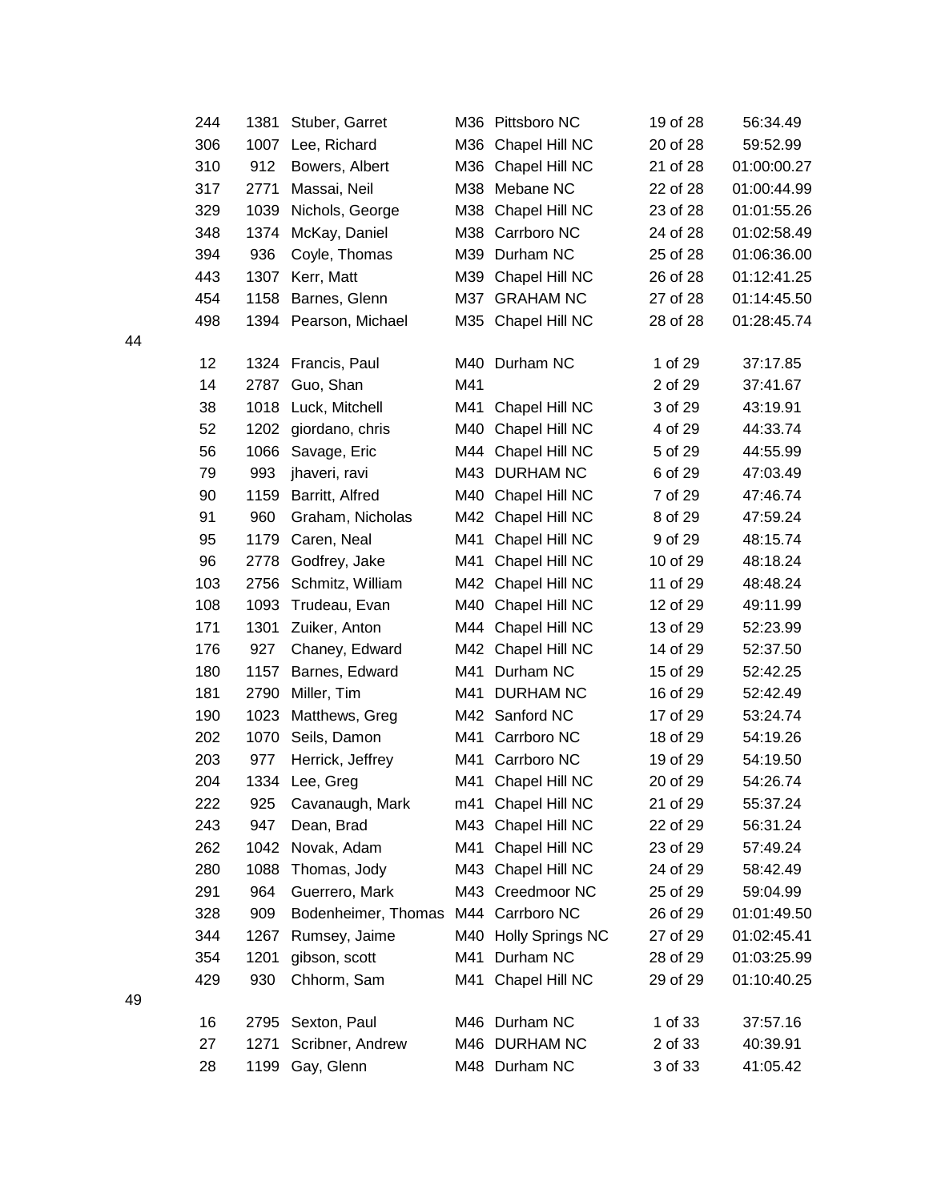| | | | | | | |
|---|---|---|---|---|---|---|
| 244 | 1381 | Stuber, Garret | M36 | Pittsboro NC | 19 of 28 | 56:34.49 |
| 306 | 1007 | Lee, Richard | M36 | Chapel Hill NC | 20 of 28 | 59:52.99 |
| 310 | 912 | Bowers, Albert | M36 | Chapel Hill NC | 21 of 28 | 01:00:00.27 |
| 317 | 2771 | Massai, Neil | M38 | Mebane NC | 22 of 28 | 01:00:44.99 |
| 329 | 1039 | Nichols, George | M38 | Chapel Hill NC | 23 of 28 | 01:01:55.26 |
| 348 | 1374 | McKay, Daniel | M38 | Carrboro NC | 24 of 28 | 01:02:58.49 |
| 394 | 936 | Coyle, Thomas | M39 | Durham NC | 25 of 28 | 01:06:36.00 |
| 443 | 1307 | Kerr, Matt | M39 | Chapel Hill NC | 26 of 28 | 01:12:41.25 |
| 454 | 1158 | Barnes, Glenn | M37 | GRAHAM NC | 27 of 28 | 01:14:45.50 |
| 498 | 1394 | Pearson, Michael | M35 | Chapel Hill NC | 28 of 28 | 01:28:45.74 |

44

| | | | | | | |
|---|---|---|---|---|---|---|
| 12 | 1324 | Francis, Paul | M40 | Durham NC | 1 of 29 | 37:17.85 |
| 14 | 2787 | Guo, Shan | M41 | | 2 of 29 | 37:41.67 |
| 38 | 1018 | Luck, Mitchell | M41 | Chapel Hill NC | 3 of 29 | 43:19.91 |
| 52 | 1202 | giordano, chris | M40 | Chapel Hill NC | 4 of 29 | 44:33.74 |
| 56 | 1066 | Savage, Eric | M44 | Chapel Hill NC | 5 of 29 | 44:55.99 |
| 79 | 993 | jhaveri, ravi | M43 | DURHAM NC | 6 of 29 | 47:03.49 |
| 90 | 1159 | Barritt, Alfred | M40 | Chapel Hill NC | 7 of 29 | 47:46.74 |
| 91 | 960 | Graham, Nicholas | M42 | Chapel Hill NC | 8 of 29 | 47:59.24 |
| 95 | 1179 | Caren, Neal | M41 | Chapel Hill NC | 9 of 29 | 48:15.74 |
| 96 | 2778 | Godfrey, Jake | M41 | Chapel Hill NC | 10 of 29 | 48:18.24 |
| 103 | 2756 | Schmitz, William | M42 | Chapel Hill NC | 11 of 29 | 48:48.24 |
| 108 | 1093 | Trudeau, Evan | M40 | Chapel Hill NC | 12 of 29 | 49:11.99 |
| 171 | 1301 | Zuiker, Anton | M44 | Chapel Hill NC | 13 of 29 | 52:23.99 |
| 176 | 927 | Chaney, Edward | M42 | Chapel Hill NC | 14 of 29 | 52:37.50 |
| 180 | 1157 | Barnes, Edward | M41 | Durham NC | 15 of 29 | 52:42.25 |
| 181 | 2790 | Miller, Tim | M41 | DURHAM NC | 16 of 29 | 52:42.49 |
| 190 | 1023 | Matthews, Greg | M42 | Sanford NC | 17 of 29 | 53:24.74 |
| 202 | 1070 | Seils, Damon | M41 | Carrboro NC | 18 of 29 | 54:19.26 |
| 203 | 977 | Herrick, Jeffrey | M41 | Carrboro NC | 19 of 29 | 54:19.50 |
| 204 | 1334 | Lee, Greg | M41 | Chapel Hill NC | 20 of 29 | 54:26.74 |
| 222 | 925 | Cavanaugh, Mark | m41 | Chapel Hill NC | 21 of 29 | 55:37.24 |
| 243 | 947 | Dean, Brad | M43 | Chapel Hill NC | 22 of 29 | 56:31.24 |
| 262 | 1042 | Novak, Adam | M41 | Chapel Hill NC | 23 of 29 | 57:49.24 |
| 280 | 1088 | Thomas, Jody | M43 | Chapel Hill NC | 24 of 29 | 58:42.49 |
| 291 | 964 | Guerrero, Mark | M43 | Creedmoor NC | 25 of 29 | 59:04.99 |
| 328 | 909 | Bodenheimer, Thomas | M44 | Carrboro NC | 26 of 29 | 01:01:49.50 |
| 344 | 1267 | Rumsey, Jaime | M40 | Holly Springs NC | 27 of 29 | 01:02:45.41 |
| 354 | 1201 | gibson, scott | M41 | Durham NC | 28 of 29 | 01:03:25.99 |
| 429 | 930 | Chhorm, Sam | M41 | Chapel Hill NC | 29 of 29 | 01:10:40.25 |

49

| | | | | | | |
|---|---|---|---|---|---|---|
| 16 | 2795 | Sexton, Paul | M46 | Durham NC | 1 of 33 | 37:57.16 |
| 27 | 1271 | Scribner, Andrew | M46 | DURHAM NC | 2 of 33 | 40:39.91 |
| 28 | 1199 | Gay, Glenn | M48 | Durham NC | 3 of 33 | 41:05.42 |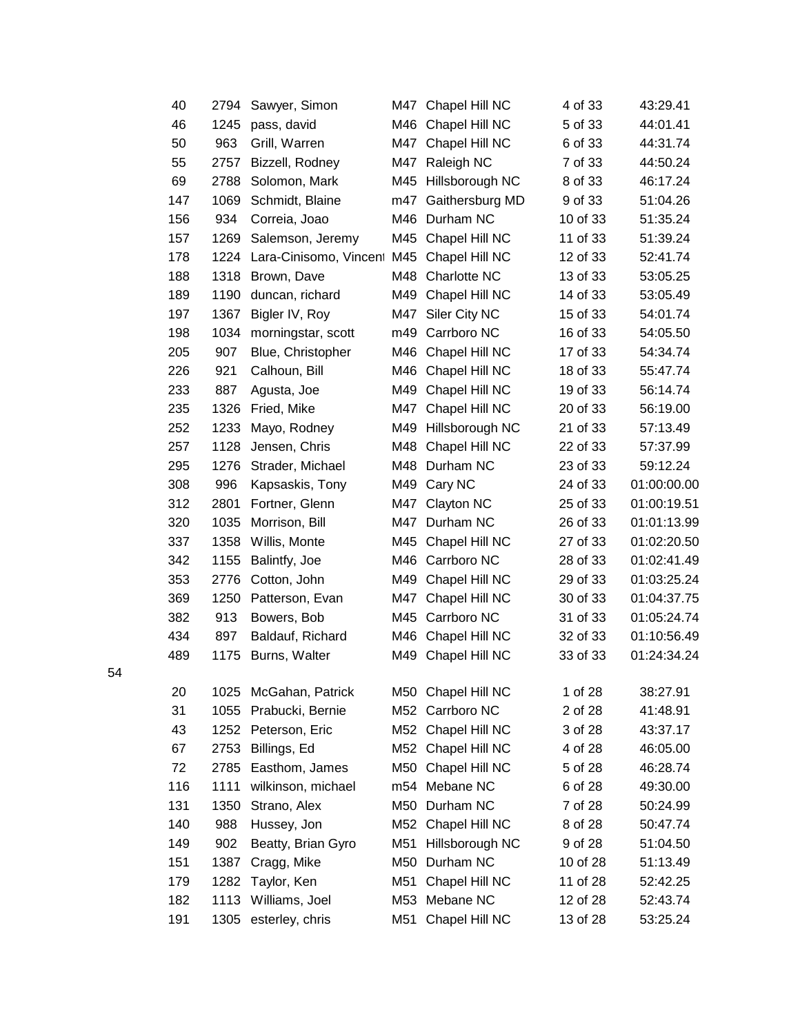| | | | | | | |
|---|---|---|---|---|---|---|
| 40 | 2794 | Sawyer, Simon | M47 | Chapel Hill NC | 4 of 33 | 43:29.41 |
| 46 | 1245 | pass, david | M46 | Chapel Hill NC | 5 of 33 | 44:01.41 |
| 50 | 963 | Grill, Warren | M47 | Chapel Hill NC | 6 of 33 | 44:31.74 |
| 55 | 2757 | Bizzell, Rodney | M47 | Raleigh NC | 7 of 33 | 44:50.24 |
| 69 | 2788 | Solomon, Mark | M45 | Hillsborough NC | 8 of 33 | 46:17.24 |
| 147 | 1069 | Schmidt, Blaine | m47 | Gaithersburg MD | 9 of 33 | 51:04.26 |
| 156 | 934 | Correia, Joao | M46 | Durham NC | 10 of 33 | 51:35.24 |
| 157 | 1269 | Salemson, Jeremy | M45 | Chapel Hill NC | 11 of 33 | 51:39.24 |
| 178 | 1224 | Lara-Cinisomo, Vincent | M45 | Chapel Hill NC | 12 of 33 | 52:41.74 |
| 188 | 1318 | Brown, Dave | M48 | Charlotte NC | 13 of 33 | 53:05.25 |
| 189 | 1190 | duncan, richard | M49 | Chapel Hill NC | 14 of 33 | 53:05.49 |
| 197 | 1367 | Bigler IV, Roy | M47 | Siler City NC | 15 of 33 | 54:01.74 |
| 198 | 1034 | morningstar, scott | m49 | Carrboro NC | 16 of 33 | 54:05.50 |
| 205 | 907 | Blue, Christopher | M46 | Chapel Hill NC | 17 of 33 | 54:34.74 |
| 226 | 921 | Calhoun, Bill | M46 | Chapel Hill NC | 18 of 33 | 55:47.74 |
| 233 | 887 | Agusta, Joe | M49 | Chapel Hill NC | 19 of 33 | 56:14.74 |
| 235 | 1326 | Fried, Mike | M47 | Chapel Hill NC | 20 of 33 | 56:19.00 |
| 252 | 1233 | Mayo, Rodney | M49 | Hillsborough NC | 21 of 33 | 57:13.49 |
| 257 | 1128 | Jensen, Chris | M48 | Chapel Hill NC | 22 of 33 | 57:37.99 |
| 295 | 1276 | Strader, Michael | M48 | Durham NC | 23 of 33 | 59:12.24 |
| 308 | 996 | Kapsaskis, Tony | M49 | Cary NC | 24 of 33 | 01:00:00.00 |
| 312 | 2801 | Fortner, Glenn | M47 | Clayton NC | 25 of 33 | 01:00:19.51 |
| 320 | 1035 | Morrison, Bill | M47 | Durham NC | 26 of 33 | 01:01:13.99 |
| 337 | 1358 | Willis, Monte | M45 | Chapel Hill NC | 27 of 33 | 01:02:20.50 |
| 342 | 1155 | Balintfy, Joe | M46 | Carrboro NC | 28 of 33 | 01:02:41.49 |
| 353 | 2776 | Cotton, John | M49 | Chapel Hill NC | 29 of 33 | 01:03:25.24 |
| 369 | 1250 | Patterson, Evan | M47 | Chapel Hill NC | 30 of 33 | 01:04:37.75 |
| 382 | 913 | Bowers, Bob | M45 | Carrboro NC | 31 of 33 | 01:05:24.74 |
| 434 | 897 | Baldauf, Richard | M46 | Chapel Hill NC | 32 of 33 | 01:10:56.49 |
| 489 | 1175 | Burns, Walter | M49 | Chapel Hill NC | 33 of 33 | 01:24:34.24 |

54

| | | | | | | |
|---|---|---|---|---|---|---|
| 20 | 1025 | McGahan, Patrick | M50 | Chapel Hill NC | 1 of 28 | 38:27.91 |
| 31 | 1055 | Prabucki, Bernie | M52 | Carrboro NC | 2 of 28 | 41:48.91 |
| 43 | 1252 | Peterson, Eric | M52 | Chapel Hill NC | 3 of 28 | 43:37.17 |
| 67 | 2753 | Billings, Ed | M52 | Chapel Hill NC | 4 of 28 | 46:05.00 |
| 72 | 2785 | Easthom, James | M50 | Chapel Hill NC | 5 of 28 | 46:28.74 |
| 116 | 1111 | wilkinson, michael | m54 | Mebane NC | 6 of 28 | 49:30.00 |
| 131 | 1350 | Strano, Alex | M50 | Durham NC | 7 of 28 | 50:24.99 |
| 140 | 988 | Hussey, Jon | M52 | Chapel Hill NC | 8 of 28 | 50:47.74 |
| 149 | 902 | Beatty, Brian Gyro | M51 | Hillsborough NC | 9 of 28 | 51:04.50 |
| 151 | 1387 | Cragg, Mike | M50 | Durham NC | 10 of 28 | 51:13.49 |
| 179 | 1282 | Taylor, Ken | M51 | Chapel Hill NC | 11 of 28 | 52:42.25 |
| 182 | 1113 | Williams, Joel | M53 | Mebane NC | 12 of 28 | 52:43.74 |
| 191 | 1305 | esterley, chris | M51 | Chapel Hill NC | 13 of 28 | 53:25.24 |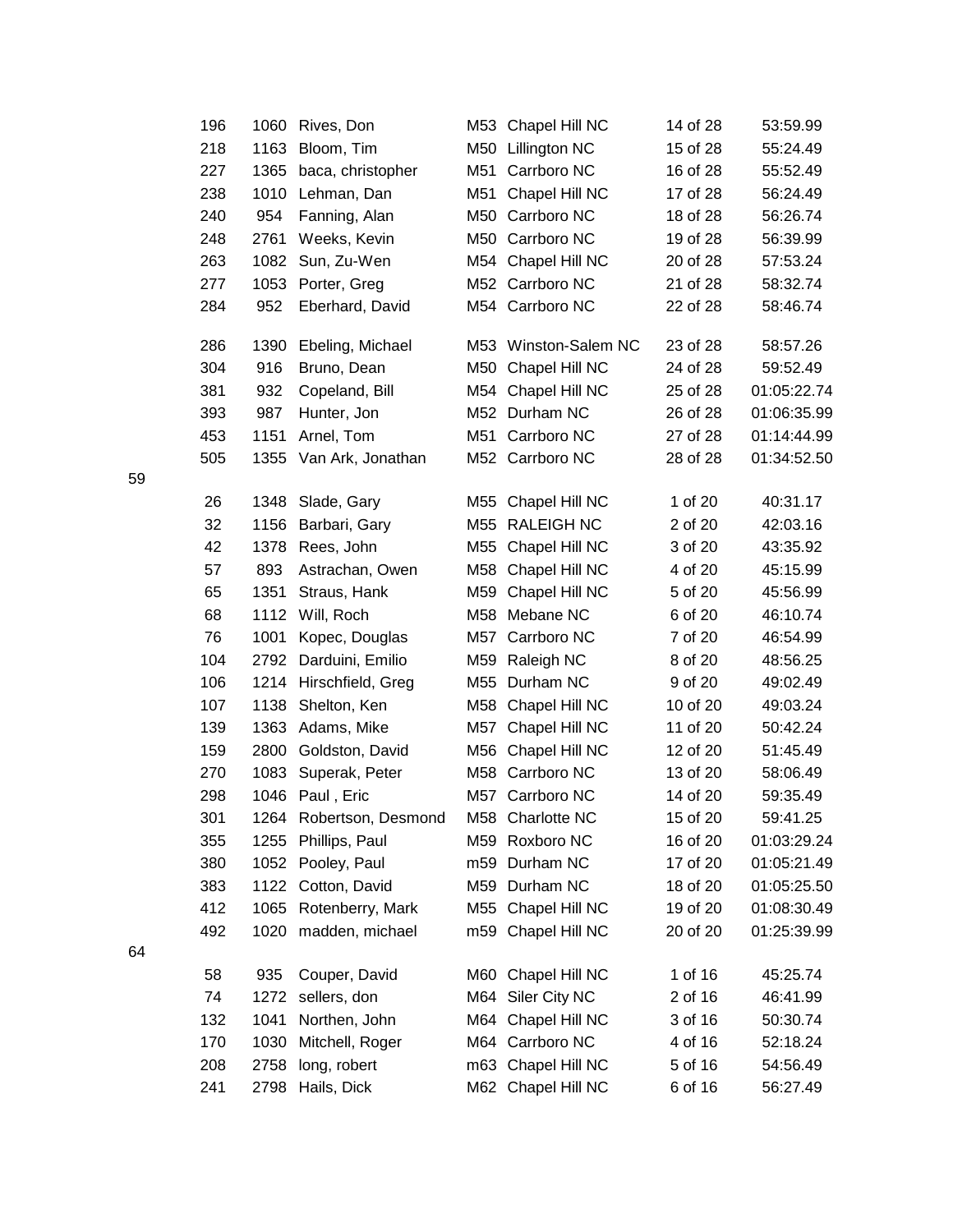| | | | | | | |
|---|---|---|---|---|---|---|
| 196 | 1060 | Rives, Don | M53 | Chapel Hill NC | 14 of 28 | 53:59.99 |
| 218 | 1163 | Bloom, Tim | M50 | Lillington NC | 15 of 28 | 55:24.49 |
| 227 | 1365 | baca, christopher | M51 | Carrboro NC | 16 of 28 | 55:52.49 |
| 238 | 1010 | Lehman, Dan | M51 | Chapel Hill NC | 17 of 28 | 56:24.49 |
| 240 | 954 | Fanning, Alan | M50 | Carrboro NC | 18 of 28 | 56:26.74 |
| 248 | 2761 | Weeks, Kevin | M50 | Carrboro NC | 19 of 28 | 56:39.99 |
| 263 | 1082 | Sun, Zu-Wen | M54 | Chapel Hill NC | 20 of 28 | 57:53.24 |
| 277 | 1053 | Porter, Greg | M52 | Carrboro NC | 21 of 28 | 58:32.74 |
| 284 | 952 | Eberhard, David | M54 | Carrboro NC | 22 of 28 | 58:46.74 |
| 286 | 1390 | Ebeling, Michael | M53 | Winston-Salem NC | 23 of 28 | 58:57.26 |
| 304 | 916 | Bruno, Dean | M50 | Chapel Hill NC | 24 of 28 | 59:52.49 |
| 381 | 932 | Copeland, Bill | M54 | Chapel Hill NC | 25 of 28 | 01:05:22.74 |
| 393 | 987 | Hunter, Jon | M52 | Durham NC | 26 of 28 | 01:06:35.99 |
| 453 | 1151 | Arnel, Tom | M51 | Carrboro NC | 27 of 28 | 01:14:44.99 |
| 505 | 1355 | Van Ark, Jonathan | M52 | Carrboro NC | 28 of 28 | 01:34:52.50 |

59

| | | | | | | |
|---|---|---|---|---|---|---|
| 26 | 1348 | Slade, Gary | M55 | Chapel Hill NC | 1 of 20 | 40:31.17 |
| 32 | 1156 | Barbari, Gary | M55 | RALEIGH NC | 2 of 20 | 42:03.16 |
| 42 | 1378 | Rees, John | M55 | Chapel Hill NC | 3 of 20 | 43:35.92 |
| 57 | 893 | Astrachan, Owen | M58 | Chapel Hill NC | 4 of 20 | 45:15.99 |
| 65 | 1351 | Straus, Hank | M59 | Chapel Hill NC | 5 of 20 | 45:56.99 |
| 68 | 1112 | Will, Roch | M58 | Mebane NC | 6 of 20 | 46:10.74 |
| 76 | 1001 | Kopec, Douglas | M57 | Carrboro NC | 7 of 20 | 46:54.99 |
| 104 | 2792 | Darduini, Emilio | M59 | Raleigh NC | 8 of 20 | 48:56.25 |
| 106 | 1214 | Hirschfield, Greg | M55 | Durham NC | 9 of 20 | 49:02.49 |
| 107 | 1138 | Shelton, Ken | M58 | Chapel Hill NC | 10 of 20 | 49:03.24 |
| 139 | 1363 | Adams, Mike | M57 | Chapel Hill NC | 11 of 20 | 50:42.24 |
| 159 | 2800 | Goldston, David | M56 | Chapel Hill NC | 12 of 20 | 51:45.49 |
| 270 | 1083 | Superak, Peter | M58 | Carrboro NC | 13 of 20 | 58:06.49 |
| 298 | 1046 | Paul , Eric | M57 | Carrboro NC | 14 of 20 | 59:35.49 |
| 301 | 1264 | Robertson, Desmond | M58 | Charlotte NC | 15 of 20 | 59:41.25 |
| 355 | 1255 | Phillips, Paul | M59 | Roxboro NC | 16 of 20 | 01:03:29.24 |
| 380 | 1052 | Pooley, Paul | m59 | Durham NC | 17 of 20 | 01:05:21.49 |
| 383 | 1122 | Cotton, David | M59 | Durham NC | 18 of 20 | 01:05:25.50 |
| 412 | 1065 | Rotenberry, Mark | M55 | Chapel Hill NC | 19 of 20 | 01:08:30.49 |
| 492 | 1020 | madden, michael | m59 | Chapel Hill NC | 20 of 20 | 01:25:39.99 |

64

| | | | | | | |
|---|---|---|---|---|---|---|
| 58 | 935 | Couper, David | M60 | Chapel Hill NC | 1 of 16 | 45:25.74 |
| 74 | 1272 | sellers, don | M64 | Siler City NC | 2 of 16 | 46:41.99 |
| 132 | 1041 | Northen, John | M64 | Chapel Hill NC | 3 of 16 | 50:30.74 |
| 170 | 1030 | Mitchell, Roger | M64 | Carrboro NC | 4 of 16 | 52:18.24 |
| 208 | 2758 | long, robert | m63 | Chapel Hill NC | 5 of 16 | 54:56.49 |
| 241 | 2798 | Hails, Dick | M62 | Chapel Hill NC | 6 of 16 | 56:27.49 |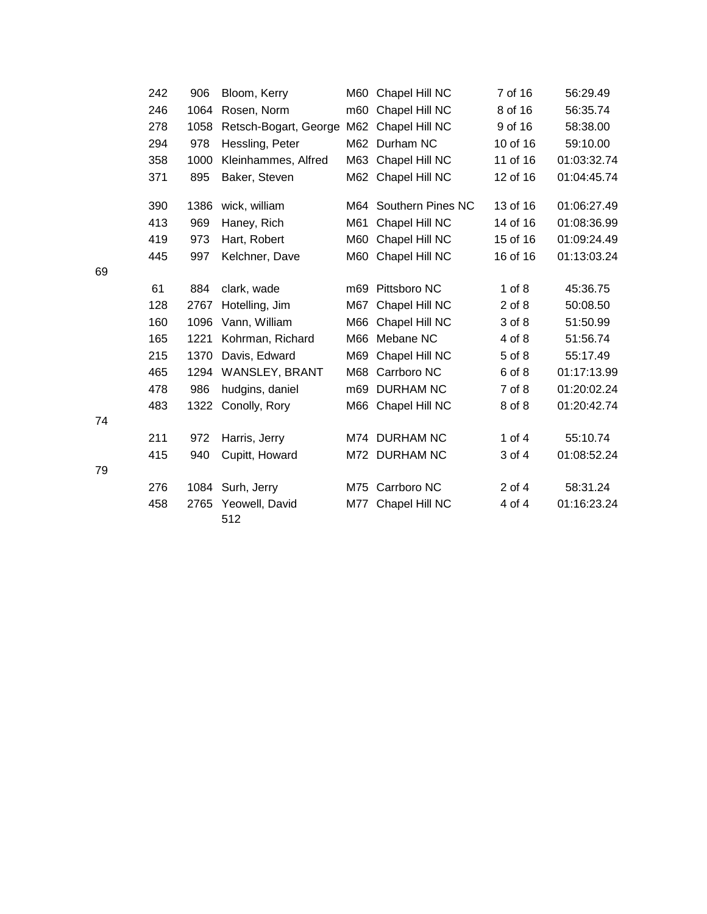| | | | | | | | |
|---|---|---|---|---|---|---|---|
| | 242 | 906 | Bloom, Kerry | M60 | Chapel Hill NC | 7 of 16 | 56:29.49 |
| | 246 | 1064 | Rosen, Norm | m60 | Chapel Hill NC | 8 of 16 | 56:35.74 |
| | 278 | 1058 | Retsch-Bogart, George | M62 | Chapel Hill NC | 9 of 16 | 58:38.00 |
| | 294 | 978 | Hessling, Peter | M62 | Durham NC | 10 of 16 | 59:10.00 |
| | 358 | 1000 | Kleinhammes, Alfred | M63 | Chapel Hill NC | 11 of 16 | 01:03:32.74 |
| | 371 | 895 | Baker, Steven | M62 | Chapel Hill NC | 12 of 16 | 01:04:45.74 |
| | 390 | 1386 | wick, william | M64 | Southern Pines NC | 13 of 16 | 01:06:27.49 |
| | 413 | 969 | Haney, Rich | M61 | Chapel Hill NC | 14 of 16 | 01:08:36.99 |
| | 419 | 973 | Hart, Robert | M60 | Chapel Hill NC | 15 of 16 | 01:09:24.49 |
| | 445 | 997 | Kelchner, Dave | M60 | Chapel Hill NC | 16 of 16 | 01:13:03.24 |
| 69 | | | | | | | |
| | 61 | 884 | clark, wade | m69 | Pittsboro NC | 1 of 8 | 45:36.75 |
| | 128 | 2767 | Hotelling, Jim | M67 | Chapel Hill NC | 2 of 8 | 50:08.50 |
| | 160 | 1096 | Vann, William | M66 | Chapel Hill NC | 3 of 8 | 51:50.99 |
| | 165 | 1221 | Kohrman, Richard | M66 | Mebane NC | 4 of 8 | 51:56.74 |
| | 215 | 1370 | Davis, Edward | M69 | Chapel Hill NC | 5 of 8 | 55:17.49 |
| | 465 | 1294 | WANSLEY, BRANT | M68 | Carrboro NC | 6 of 8 | 01:17:13.99 |
| | 478 | 986 | hudgins, daniel | m69 | DURHAM NC | 7 of 8 | 01:20:02.24 |
| | 483 | 1322 | Conolly, Rory | M66 | Chapel Hill NC | 8 of 8 | 01:20:42.74 |
| 74 | | | | | | | |
| | 211 | 972 | Harris, Jerry | M74 | DURHAM NC | 1 of 4 | 55:10.74 |
| | 415 | 940 | Cupitt, Howard | M72 | DURHAM NC | 3 of 4 | 01:08:52.24 |
| 79 | | | | | | | |
| | 276 | 1084 | Surh, Jerry | M75 | Carrboro NC | 2 of 4 | 58:31.24 |
| | 458 | 2765 | Yeowell, David | M77 | Chapel Hill NC | 4 of 4 | 01:16:23.24 |
| | | | 512 | | | | |